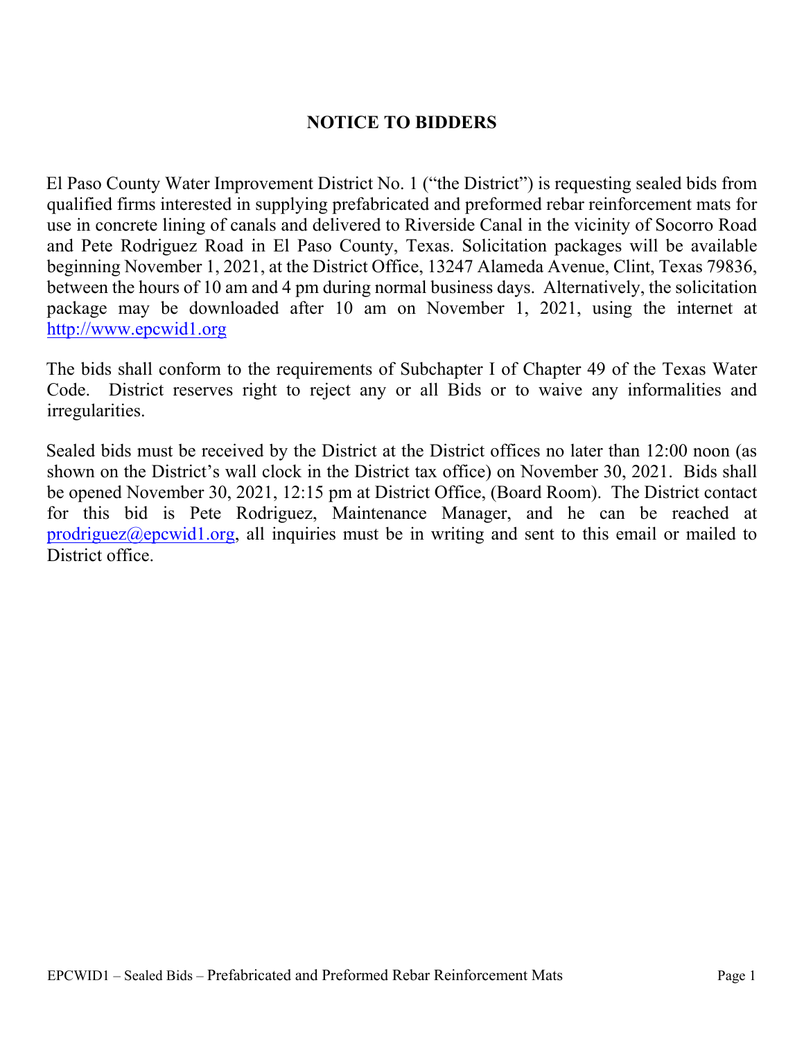# NOTICE TO BIDDERS

El Paso County Water Improvement District No. 1 ("the District") is requesting sealed bids from qualified firms interested in supplying prefabricated and preformed rebar reinforcement mats for use in concrete lining of canals and delivered to Riverside Canal in the vicinity of Socorro Road and Pete Rodriguez Road in El Paso County, Texas. Solicitation packages will be available beginning November 1, 2021, at the District Office, 13247 Alameda Avenue, Clint, Texas 79836, between the hours of 10 am and 4 pm during normal business days. Alternatively, the solicitation package may be downloaded after 10 am on November 1, 2021, using the internet at [http://www.epcwid1.org](http://www.epcwid1.org)

The bids shall conform to the requirements of Subchapter I of Chapter 49 of the Texas Water Code. District reserves right to reject any or all Bids or to waive any informalities and irregularities.

Sealed bids must be received by the District at the District offices no later than 12:00 noon (as shown on the District's wall clock in the District tax office) on November 30, 2021. Bids shall be opened November 30, 2021, 12:15 pm at District Office, (Board Room). The District contact for this bid is Pete Rodriguez, Maintenance Manager, and he can be reached at [prodriguez@epcwid1.org](mailto:prodriguez@epcwid1.org), all inquiries must be in writing and sent to this email or mailed to District office.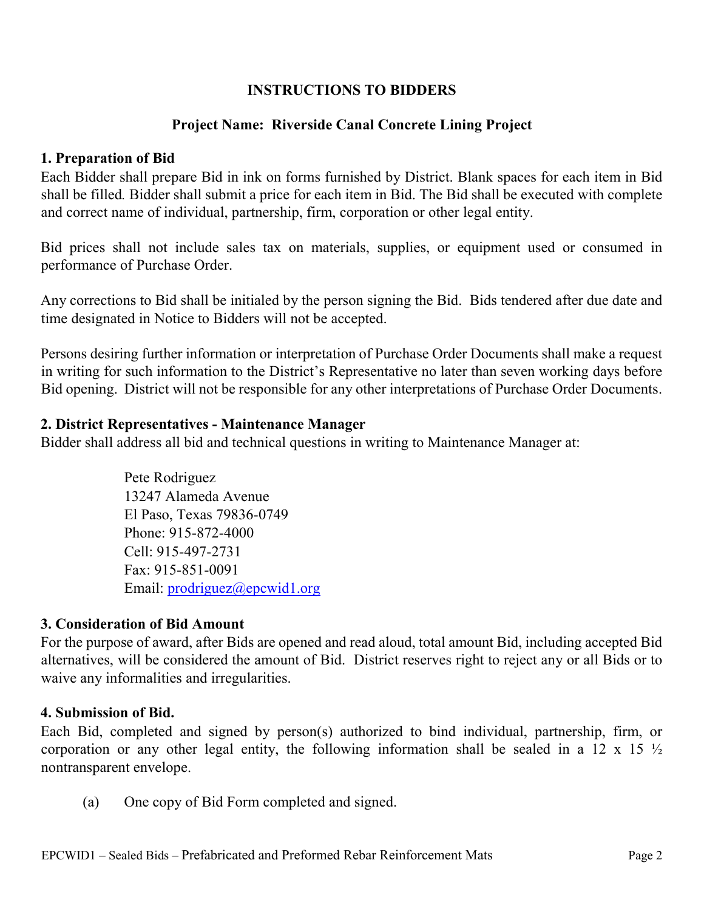# INSTRUCTIONS TO BIDDERS

## Project Name: Riverside Canal Concrete Lining Project

### 1. Preparation of Bid

Each Bidder shall prepare Bid in ink on forms furnished by District. Blank spaces for each item in Bid shall be filled. Bidder shall submit a price for each item in Bid. The Bid shall be executed with complete and correct name of individual, partnership, firm, corporation or other legal entity.

Bid prices shall not include sales tax on materials, supplies, or equipment used or consumed in performance of Purchase Order.

Any corrections to Bid shall be initialed by the person signing the Bid. Bids tendered after due date and time designated in Notice to Bidders will not be accepted.

Persons desiring further information or interpretation of Purchase Order Documents shall make a request in writing for such information to the District's Representative no later than seven working days before Bid opening. District will not be responsible for any other interpretations of Purchase Order Documents.

### 2. District Representatives - Maintenance Manager

Bidder shall address all bid and technical questions in writing to Maintenance Manager at:

> Pete Rodriguez
> 13247 Alameda Avenue
> El Paso, Texas 79836-0749
> Phone: 915-872-4000
> Cell: 915-497-2731
> Fax: 915-851-0091
> Email: prodriguez@epcwid1.org

### 3. Consideration of Bid Amount

For the purpose of award, after Bids are opened and read aloud, total amount Bid, including accepted Bid alternatives, will be considered the amount of Bid. District reserves right to reject any or all Bids or to waive any informalities and irregularities.

### 4. Submission of Bid.

Each Bid, completed and signed by person(s) authorized to bind individual, partnership, firm, or corporation or any other legal entity, the following information shall be sealed in a 12 x 15 ½ nontransparent envelope.

(a) One copy of Bid Form completed and signed.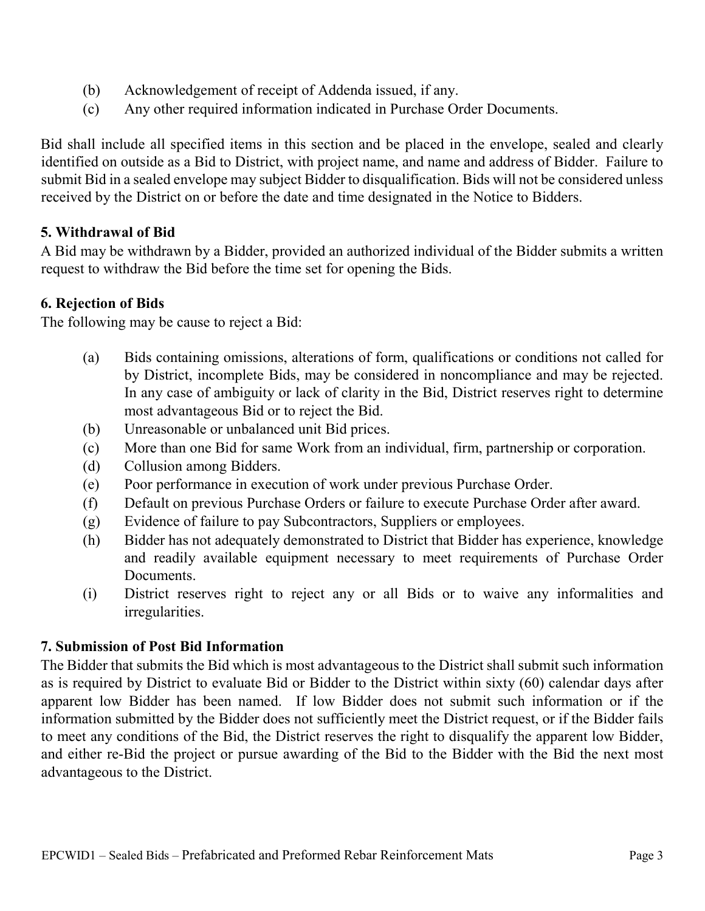(b) Acknowledgement of receipt of Addenda issued, if any.
(c) Any other required information indicated in Purchase Order Documents.

Bid shall include all specified items in this section and be placed in the envelope, sealed and clearly identified on outside as a Bid to District, with project name, and name and address of Bidder. Failure to submit Bid in a sealed envelope may subject Bidder to disqualification. Bids will not be considered unless received by the District on or before the date and time designated in the Notice to Bidders.

**5. Withdrawal of Bid**

A Bid may be withdrawn by a Bidder, provided an authorized individual of the Bidder submits a written request to withdraw the Bid before the time set for opening the Bids.

**6. Rejection of Bids**

The following may be cause to reject a Bid:

(a) Bids containing omissions, alterations of form, qualifications or conditions not called for by District, incomplete Bids, may be considered in noncompliance and may be rejected. In any case of ambiguity or lack of clarity in the Bid, District reserves right to determine most advantageous Bid or to reject the Bid.
(b) Unreasonable or unbalanced unit Bid prices.
(c) More than one Bid for same Work from an individual, firm, partnership or corporation.
(d) Collusion among Bidders.
(e) Poor performance in execution of work under previous Purchase Order.
(f) Default on previous Purchase Orders or failure to execute Purchase Order after award.
(g) Evidence of failure to pay Subcontractors, Suppliers or employees.
(h) Bidder has not adequately demonstrated to District that Bidder has experience, knowledge and readily available equipment necessary to meet requirements of Purchase Order Documents.
(i) District reserves right to reject any or all Bids or to waive any informalities and irregularities.

**7. Submission of Post Bid Information**

The Bidder that submits the Bid which is most advantageous to the District shall submit such information as is required by District to evaluate Bid or Bidder to the District within sixty (60) calendar days after apparent low Bidder has been named. If low Bidder does not submit such information or if the information submitted by the Bidder does not sufficiently meet the District request, or if the Bidder fails to meet any conditions of the Bid, the District reserves the right to disqualify the apparent low Bidder, and either re-Bid the project or pursue awarding of the Bid to the Bidder with the Bid the next most advantageous to the District.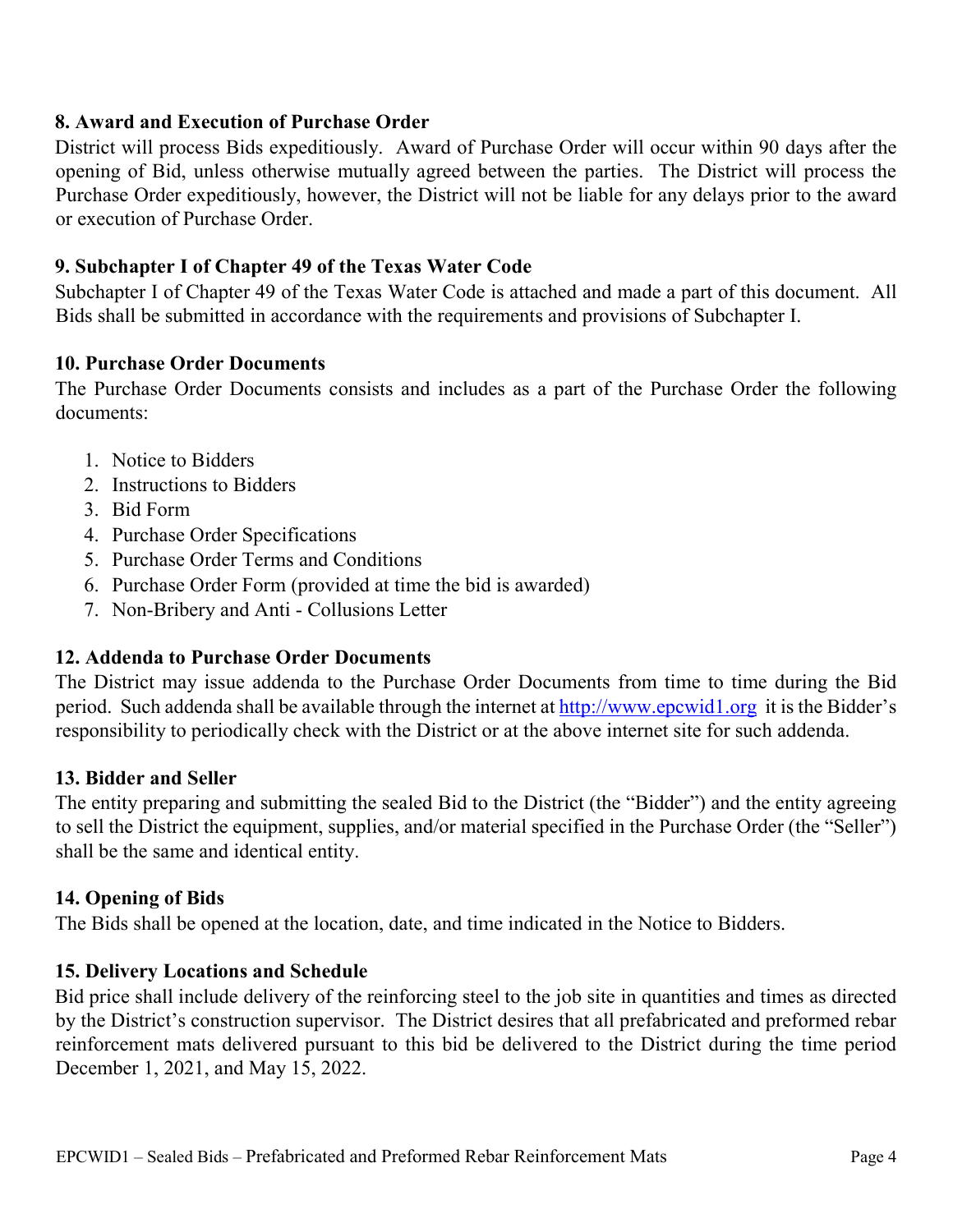### 8. Award and Execution of Purchase Order

District will process Bids expeditiously. Award of Purchase Order will occur within 90 days after the opening of Bid, unless otherwise mutually agreed between the parties. The District will process the Purchase Order expeditiously, however, the District will not be liable for any delays prior to the award or execution of Purchase Order.

### 9. Subchapter I of Chapter 49 of the Texas Water Code

Subchapter I of Chapter 49 of the Texas Water Code is attached and made a part of this document. All Bids shall be submitted in accordance with the requirements and provisions of Subchapter I.

### 10. Purchase Order Documents

The Purchase Order Documents consists and includes as a part of the Purchase Order the following documents:

1. Notice to Bidders
2. Instructions to Bidders
3. Bid Form
4. Purchase Order Specifications
5. Purchase Order Terms and Conditions
6. Purchase Order Form (provided at time the bid is awarded)
7. Non-Bribery and Anti - Collusions Letter

### 12. Addenda to Purchase Order Documents

The District may issue addenda to the Purchase Order Documents from time to time during the Bid period. Such addenda shall be available through the internet at [http://www.epcwid1.org](http://www.epcwid1.org) it is the Bidder's responsibility to periodically check with the District or at the above internet site for such addenda.

### 13. Bidder and Seller

The entity preparing and submitting the sealed Bid to the District (the "Bidder") and the entity agreeing to sell the District the equipment, supplies, and/or material specified in the Purchase Order (the "Seller") shall be the same and identical entity.

### 14. Opening of Bids

The Bids shall be opened at the location, date, and time indicated in the Notice to Bidders.

### 15. Delivery Locations and Schedule

Bid price shall include delivery of the reinforcing steel to the job site in quantities and times as directed by the District's construction supervisor. The District desires that all prefabricated and preformed rebar reinforcement mats delivered pursuant to this bid be delivered to the District during the time period December 1, 2021, and May 15, 2022.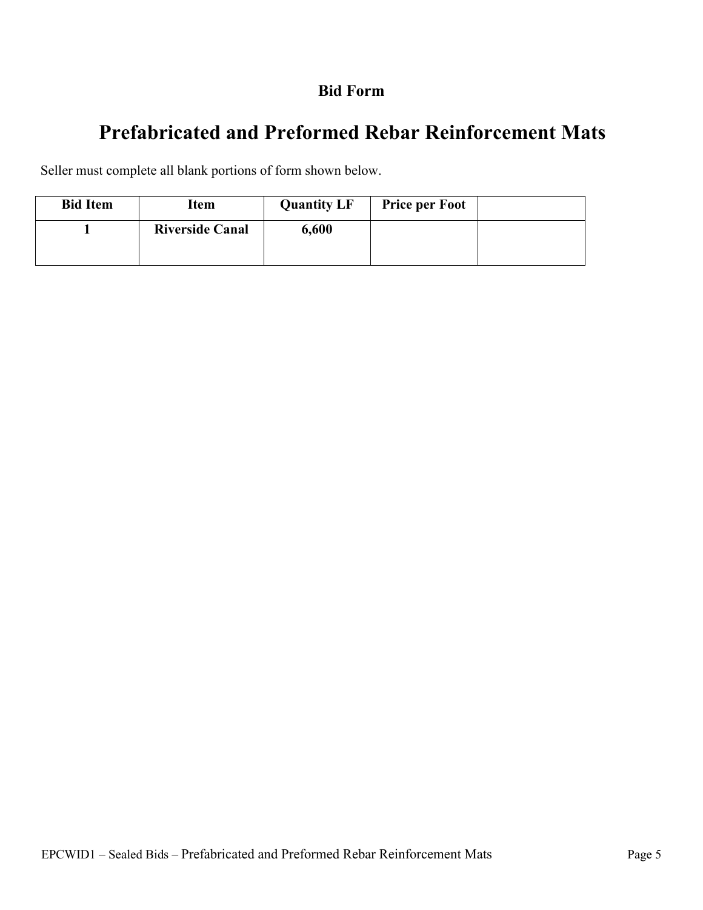**Bid Form**

# Prefabricated and Preformed Rebar Reinforcement Mats

Seller must complete all blank portions of form shown below.

| Bid Item | Item | Quantity LF | Price per Foot | |
|---|---|---|---|---|
| 1 | Riverside Canal | 6,600 | | |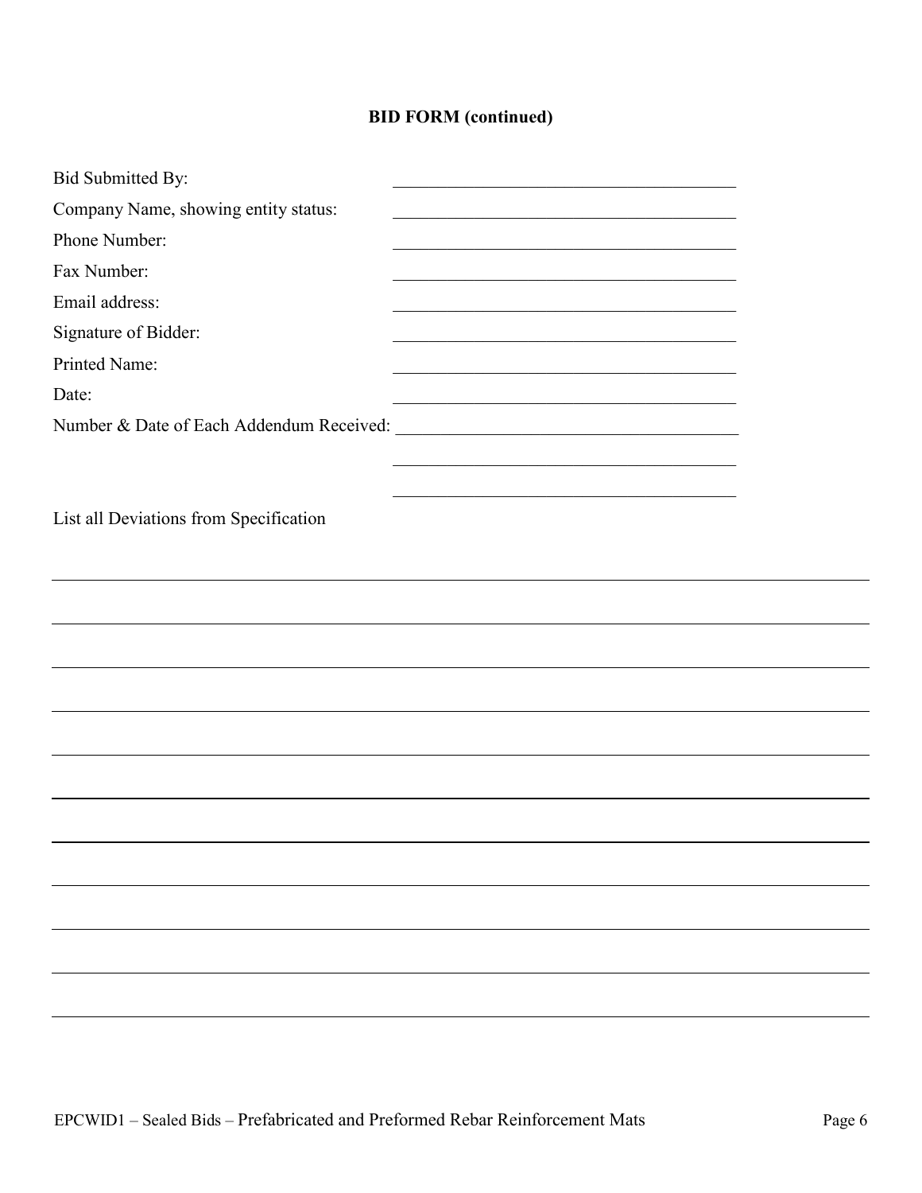**BID FORM (continued)**

Bid Submitted By: \_\_\_\_\_\_\_\_\_\_\_\_\_\_\_\_\_\_\_\_\_\_\_\_\_\_\_\_\_\_\_\_\_\_\_\_\_\_\_

Company Name, showing entity status: \_\_\_\_\_\_\_\_\_\_\_\_\_\_\_\_\_\_\_\_\_\_\_\_\_\_\_\_\_\_\_\_\_\_\_\_\_\_\_

Phone Number: \_\_\_\_\_\_\_\_\_\_\_\_\_\_\_\_\_\_\_\_\_\_\_\_\_\_\_\_\_\_\_\_\_\_\_\_\_\_\_

Fax Number: \_\_\_\_\_\_\_\_\_\_\_\_\_\_\_\_\_\_\_\_\_\_\_\_\_\_\_\_\_\_\_\_\_\_\_\_\_\_\_

Email address: \_\_\_\_\_\_\_\_\_\_\_\_\_\_\_\_\_\_\_\_\_\_\_\_\_\_\_\_\_\_\_\_\_\_\_\_\_\_\_

Signature of Bidder: \_\_\_\_\_\_\_\_\_\_\_\_\_\_\_\_\_\_\_\_\_\_\_\_\_\_\_\_\_\_\_\_\_\_\_\_\_\_\_

Printed Name: \_\_\_\_\_\_\_\_\_\_\_\_\_\_\_\_\_\_\_\_\_\_\_\_\_\_\_\_\_\_\_\_\_\_\_\_\_\_\_

Date: \_\_\_\_\_\_\_\_\_\_\_\_\_\_\_\_\_\_\_\_\_\_\_\_\_\_\_\_\_\_\_\_\_\_\_\_\_\_\_

Number & Date of Each Addendum Received: \_\_\_\_\_\_\_\_\_\_\_\_\_\_\_\_\_\_\_\_\_\_\_\_\_\_\_\_\_\_\_\_\_\_\_\_\_\_\_

\_\_\_\_\_\_\_\_\_\_\_\_\_\_\_\_\_\_\_\_\_\_\_\_\_\_\_\_\_\_\_\_\_\_\_\_\_\_\_

\_\_\_\_\_\_\_\_\_\_\_\_\_\_\_\_\_\_\_\_\_\_\_\_\_\_\_\_\_\_\_\_\_\_\_\_\_\_\_

List all Deviations from Specification

\_\_\_\_\_\_\_\_\_\_\_\_\_\_\_\_\_\_\_\_\_\_\_\_\_\_\_\_\_\_\_\_\_\_\_\_\_\_\_\_\_\_\_\_\_\_\_\_\_\_\_\_\_\_\_\_\_\_\_\_\_\_\_\_\_\_\_\_\_\_\_\_\_\_\_\_

\_\_\_\_\_\_\_\_\_\_\_\_\_\_\_\_\_\_\_\_\_\_\_\_\_\_\_\_\_\_\_\_\_\_\_\_\_\_\_\_\_\_\_\_\_\_\_\_\_\_\_\_\_\_\_\_\_\_\_\_\_\_\_\_\_\_\_\_\_\_\_\_\_\_\_\_

\_\_\_\_\_\_\_\_\_\_\_\_\_\_\_\_\_\_\_\_\_\_\_\_\_\_\_\_\_\_\_\_\_\_\_\_\_\_\_\_\_\_\_\_\_\_\_\_\_\_\_\_\_\_\_\_\_\_\_\_\_\_\_\_\_\_\_\_\_\_\_\_\_\_\_\_

\_\_\_\_\_\_\_\_\_\_\_\_\_\_\_\_\_\_\_\_\_\_\_\_\_\_\_\_\_\_\_\_\_\_\_\_\_\_\_\_\_\_\_\_\_\_\_\_\_\_\_\_\_\_\_\_\_\_\_\_\_\_\_\_\_\_\_\_\_\_\_\_\_\_\_\_

\_\_\_\_\_\_\_\_\_\_\_\_\_\_\_\_\_\_\_\_\_\_\_\_\_\_\_\_\_\_\_\_\_\_\_\_\_\_\_\_\_\_\_\_\_\_\_\_\_\_\_\_\_\_\_\_\_\_\_\_\_\_\_\_\_\_\_\_\_\_\_\_\_\_\_\_

\_\_\_\_\_\_\_\_\_\_\_\_\_\_\_\_\_\_\_\_\_\_\_\_\_\_\_\_\_\_\_\_\_\_\_\_\_\_\_\_\_\_\_\_\_\_\_\_\_\_\_\_\_\_\_\_\_\_\_\_\_\_\_\_\_\_\_\_\_\_\_\_\_\_\_\_

\_\_\_\_\_\_\_\_\_\_\_\_\_\_\_\_\_\_\_\_\_\_\_\_\_\_\_\_\_\_\_\_\_\_\_\_\_\_\_\_\_\_\_\_\_\_\_\_\_\_\_\_\_\_\_\_\_\_\_\_\_\_\_\_\_\_\_\_\_\_\_\_\_\_\_\_

\_\_\_\_\_\_\_\_\_\_\_\_\_\_\_\_\_\_\_\_\_\_\_\_\_\_\_\_\_\_\_\_\_\_\_\_\_\_\_\_\_\_\_\_\_\_\_\_\_\_\_\_\_\_\_\_\_\_\_\_\_\_\_\_\_\_\_\_\_\_\_\_\_\_\_\_

\_\_\_\_\_\_\_\_\_\_\_\_\_\_\_\_\_\_\_\_\_\_\_\_\_\_\_\_\_\_\_\_\_\_\_\_\_\_\_\_\_\_\_\_\_\_\_\_\_\_\_\_\_\_\_\_\_\_\_\_\_\_\_\_\_\_\_\_\_\_\_\_\_\_\_\_

\_\_\_\_\_\_\_\_\_\_\_\_\_\_\_\_\_\_\_\_\_\_\_\_\_\_\_\_\_\_\_\_\_\_\_\_\_\_\_\_\_\_\_\_\_\_\_\_\_\_\_\_\_\_\_\_\_\_\_\_\_\_\_\_\_\_\_\_\_\_\_\_\_\_\_\_

\_\_\_\_\_\_\_\_\_\_\_\_\_\_\_\_\_\_\_\_\_\_\_\_\_\_\_\_\_\_\_\_\_\_\_\_\_\_\_\_\_\_\_\_\_\_\_\_\_\_\_\_\_\_\_\_\_\_\_\_\_\_\_\_\_\_\_\_\_\_\_\_\_\_\_\_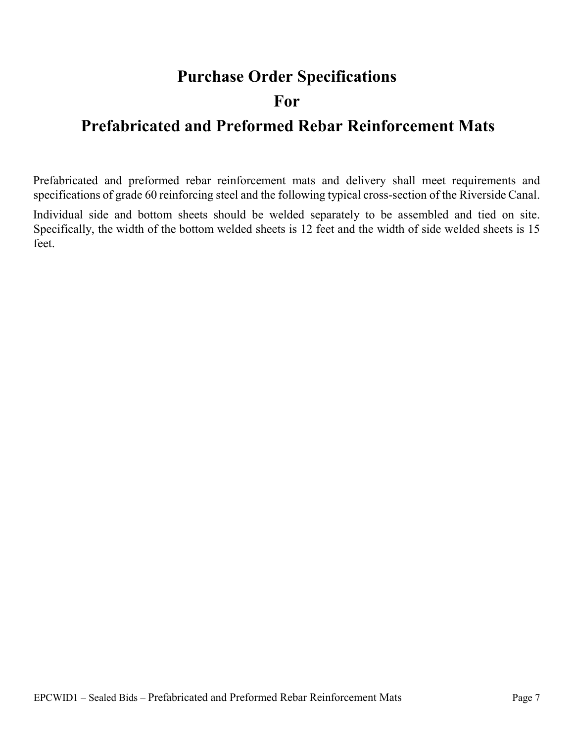# Purchase Order Specifications

# For

# Prefabricated and Preformed Rebar Reinforcement Mats

Prefabricated and preformed rebar reinforcement mats and delivery shall meet requirements and specifications of grade 60 reinforcing steel and the following typical cross-section of the Riverside Canal.

Individual side and bottom sheets should be welded separately to be assembled and tied on site. Specifically, the width of the bottom welded sheets is 12 feet and the width of side welded sheets is 15 feet.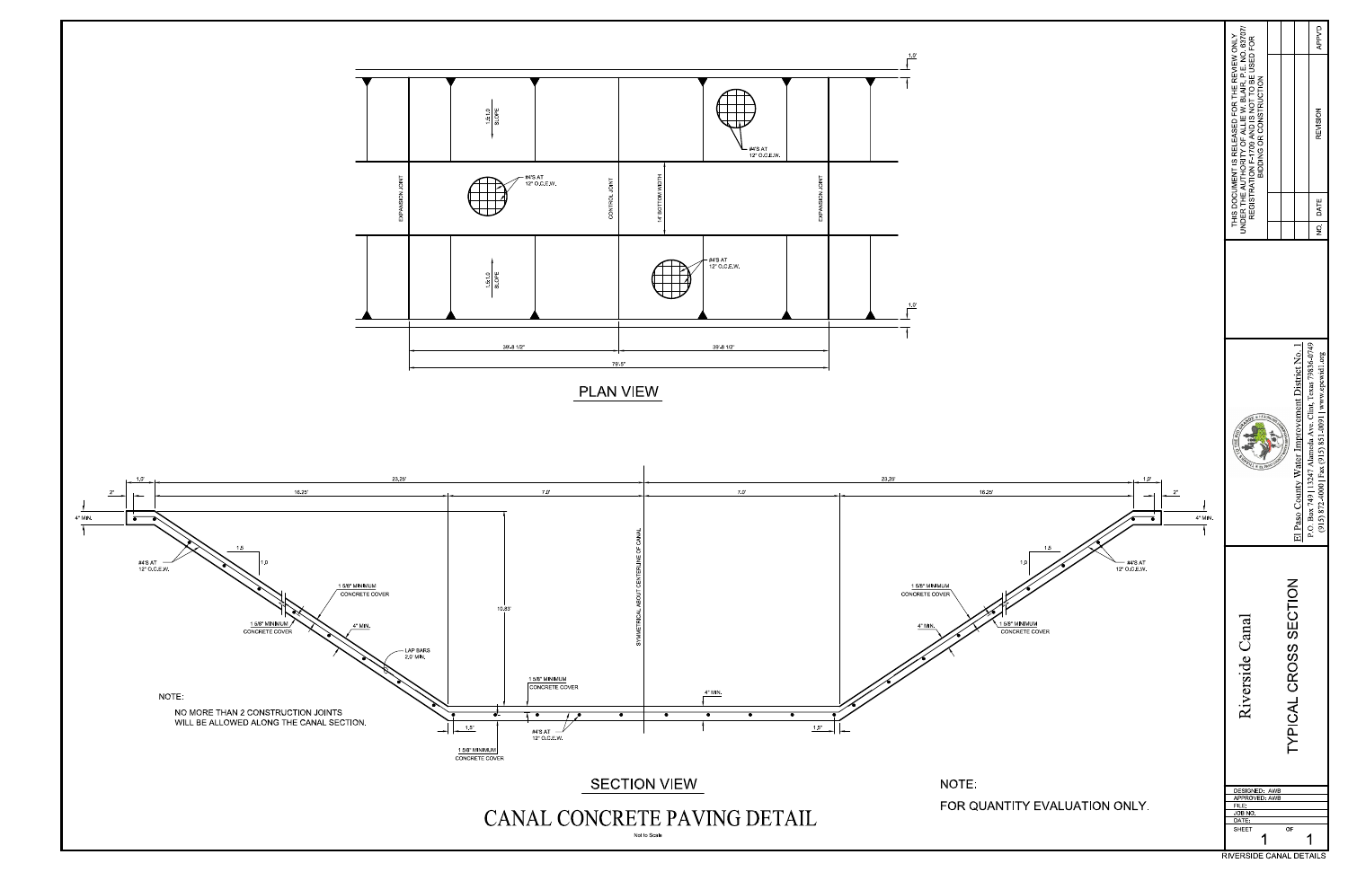# CANAL CONCRETE PAVING DETAIL

Not to Scale

## PLAN VIEW

1.5:1.0 SLOPE

#4'S AT 12" O.C.E.W.

EXPANSION JOINT

CONTROL JOINT

14' BOTTOM WIDTH

EXPANSION JOINT

1.0'

39'-8 1/2"

39'-8 1/2"

79'-5"

## SECTION VIEW

1.0' | 2" | 23.25' | 16.25' | 7.0' | 7.0' | 16.25' | 23.25' | 1.0' | 2"

4" MIN.

#4'S AT 12" O.C.E.W.

1.5 / 1.0

1 5/8" MINIMUM CONCRETE COVER

4" MIN.

LAP BARS 2.0' MIN.

10.83'

SYMMETRICAL ABOUT CENTERLINE OF CANAL

1.5"

NOTE:

NO MORE THAN 2 CONSTRUCTION JOINTS WILL BE ALLOWED ALONG THE CANAL SECTION.

NOTE:

FOR QUANTITY EVALUATION ONLY.

---

THIS DOCUMENT IS RELEASED FOR THE REVIEW ONLY UNDER THE AUTHORITY OF ALLIE W. BLAIR, P.E. NO. 83707/ REGISTRATION F-1709 AND IS NOT TO BE USED FOR BIDDING OR CONSTRUCTION

| NO. | DATE | REVISION | APPV'D |
| --- | --- | --- | --- |
| | | | |

El Paso County Water Improvement District No. 1
P.O. Box 749 | 13247 Alameda Ave. Clint, Texas 79836-0749
(915) 872-4000 | Fax (915) 851-0091 | www.epcwid1.org

Riverside Canal

TYPICAL CROSS SECTION

DESIGNED: AWB
APPROVED: AWB
FILE:
JOB NO.
DATE:
SHEET 1 OF 1

RIVERSIDE CANAL DETAILS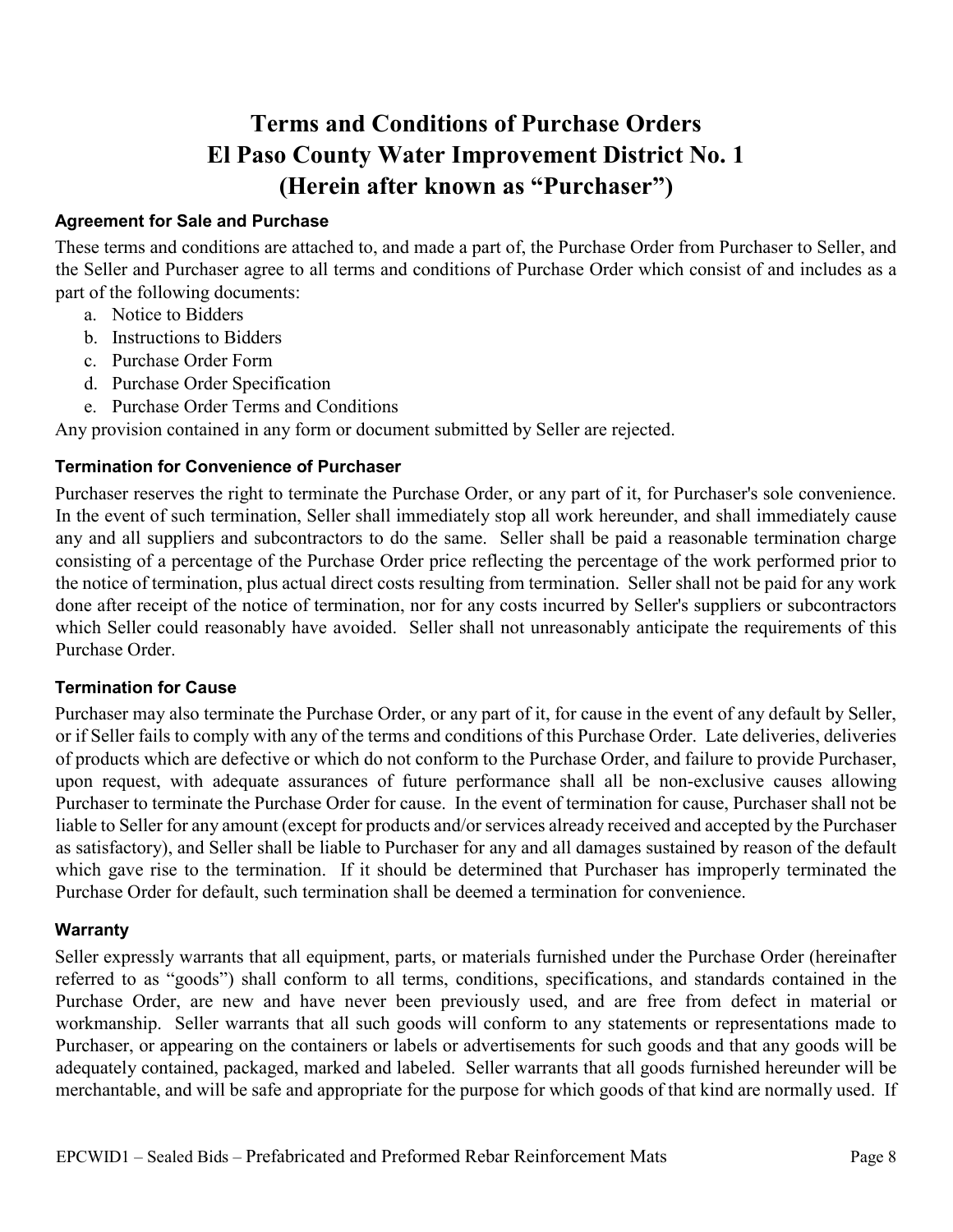# Terms and Conditions of Purchase Orders
# El Paso County Water Improvement District No. 1
# (Herein after known as "Purchaser")

### Agreement for Sale and Purchase

These terms and conditions are attached to, and made a part of, the Purchase Order from Purchaser to Seller, and the Seller and Purchaser agree to all terms and conditions of Purchase Order which consist of and includes as a part of the following documents:

a. Notice to Bidders
b. Instructions to Bidders
c. Purchase Order Form
d. Purchase Order Specification
e. Purchase Order Terms and Conditions

Any provision contained in any form or document submitted by Seller are rejected.

### Termination for Convenience of Purchaser

Purchaser reserves the right to terminate the Purchase Order, or any part of it, for Purchaser's sole convenience. In the event of such termination, Seller shall immediately stop all work hereunder, and shall immediately cause any and all suppliers and subcontractors to do the same. Seller shall be paid a reasonable termination charge consisting of a percentage of the Purchase Order price reflecting the percentage of the work performed prior to the notice of termination, plus actual direct costs resulting from termination. Seller shall not be paid for any work done after receipt of the notice of termination, nor for any costs incurred by Seller's suppliers or subcontractors which Seller could reasonably have avoided. Seller shall not unreasonably anticipate the requirements of this Purchase Order.

### Termination for Cause

Purchaser may also terminate the Purchase Order, or any part of it, for cause in the event of any default by Seller, or if Seller fails to comply with any of the terms and conditions of this Purchase Order. Late deliveries, deliveries of products which are defective or which do not conform to the Purchase Order, and failure to provide Purchaser, upon request, with adequate assurances of future performance shall all be non-exclusive causes allowing Purchaser to terminate the Purchase Order for cause. In the event of termination for cause, Purchaser shall not be liable to Seller for any amount (except for products and/or services already received and accepted by the Purchaser as satisfactory), and Seller shall be liable to Purchaser for any and all damages sustained by reason of the default which gave rise to the termination. If it should be determined that Purchaser has improperly terminated the Purchase Order for default, such termination shall be deemed a termination for convenience.

### Warranty

Seller expressly warrants that all equipment, parts, or materials furnished under the Purchase Order (hereinafter referred to as "goods") shall conform to all terms, conditions, specifications, and standards contained in the Purchase Order, are new and have never been previously used, and are free from defect in material or workmanship. Seller warrants that all such goods will conform to any statements or representations made to Purchaser, or appearing on the containers or labels or advertisements for such goods and that any goods will be adequately contained, packaged, marked and labeled. Seller warrants that all goods furnished hereunder will be merchantable, and will be safe and appropriate for the purpose for which goods of that kind are normally used. If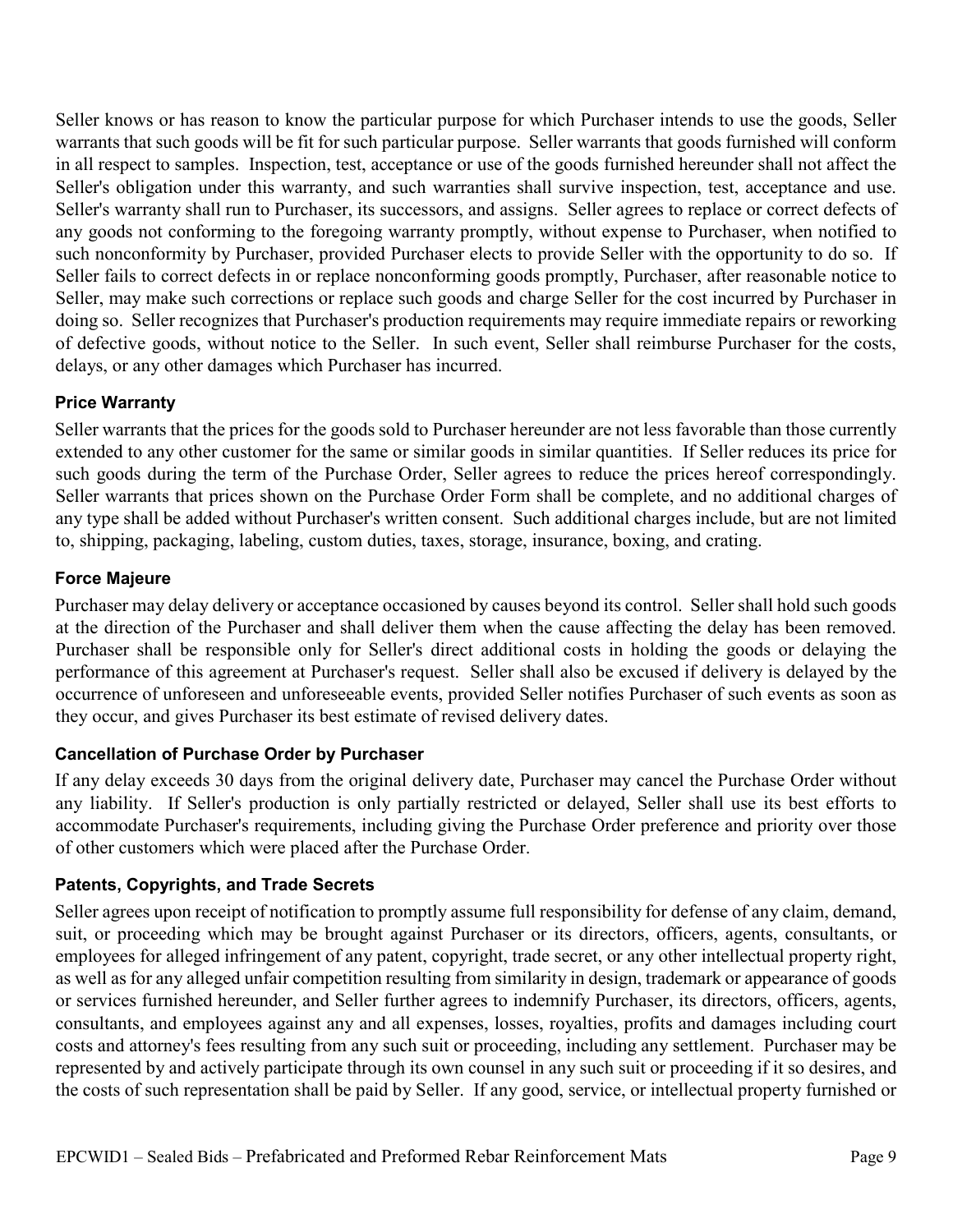Seller knows or has reason to know the particular purpose for which Purchaser intends to use the goods, Seller warrants that such goods will be fit for such particular purpose. Seller warrants that goods furnished will conform in all respect to samples. Inspection, test, acceptance or use of the goods furnished hereunder shall not affect the Seller's obligation under this warranty, and such warranties shall survive inspection, test, acceptance and use. Seller's warranty shall run to Purchaser, its successors, and assigns. Seller agrees to replace or correct defects of any goods not conforming to the foregoing warranty promptly, without expense to Purchaser, when notified to such nonconformity by Purchaser, provided Purchaser elects to provide Seller with the opportunity to do so. If Seller fails to correct defects in or replace nonconforming goods promptly, Purchaser, after reasonable notice to Seller, may make such corrections or replace such goods and charge Seller for the cost incurred by Purchaser in doing so. Seller recognizes that Purchaser's production requirements may require immediate repairs or reworking of defective goods, without notice to the Seller. In such event, Seller shall reimburse Purchaser for the costs, delays, or any other damages which Purchaser has incurred.

### Price Warranty

Seller warrants that the prices for the goods sold to Purchaser hereunder are not less favorable than those currently extended to any other customer for the same or similar goods in similar quantities. If Seller reduces its price for such goods during the term of the Purchase Order, Seller agrees to reduce the prices hereof correspondingly. Seller warrants that prices shown on the Purchase Order Form shall be complete, and no additional charges of any type shall be added without Purchaser's written consent. Such additional charges include, but are not limited to, shipping, packaging, labeling, custom duties, taxes, storage, insurance, boxing, and crating.

### Force Majeure

Purchaser may delay delivery or acceptance occasioned by causes beyond its control. Seller shall hold such goods at the direction of the Purchaser and shall deliver them when the cause affecting the delay has been removed. Purchaser shall be responsible only for Seller's direct additional costs in holding the goods or delaying the performance of this agreement at Purchaser's request. Seller shall also be excused if delivery is delayed by the occurrence of unforeseen and unforeseeable events, provided Seller notifies Purchaser of such events as soon as they occur, and gives Purchaser its best estimate of revised delivery dates.

### Cancellation of Purchase Order by Purchaser

If any delay exceeds 30 days from the original delivery date, Purchaser may cancel the Purchase Order without any liability. If Seller's production is only partially restricted or delayed, Seller shall use its best efforts to accommodate Purchaser's requirements, including giving the Purchase Order preference and priority over those of other customers which were placed after the Purchase Order.

### Patents, Copyrights, and Trade Secrets

Seller agrees upon receipt of notification to promptly assume full responsibility for defense of any claim, demand, suit, or proceeding which may be brought against Purchaser or its directors, officers, agents, consultants, or employees for alleged infringement of any patent, copyright, trade secret, or any other intellectual property right, as well as for any alleged unfair competition resulting from similarity in design, trademark or appearance of goods or services furnished hereunder, and Seller further agrees to indemnify Purchaser, its directors, officers, agents, consultants, and employees against any and all expenses, losses, royalties, profits and damages including court costs and attorney's fees resulting from any such suit or proceeding, including any settlement. Purchaser may be represented by and actively participate through its own counsel in any such suit or proceeding if it so desires, and the costs of such representation shall be paid by Seller. If any good, service, or intellectual property furnished or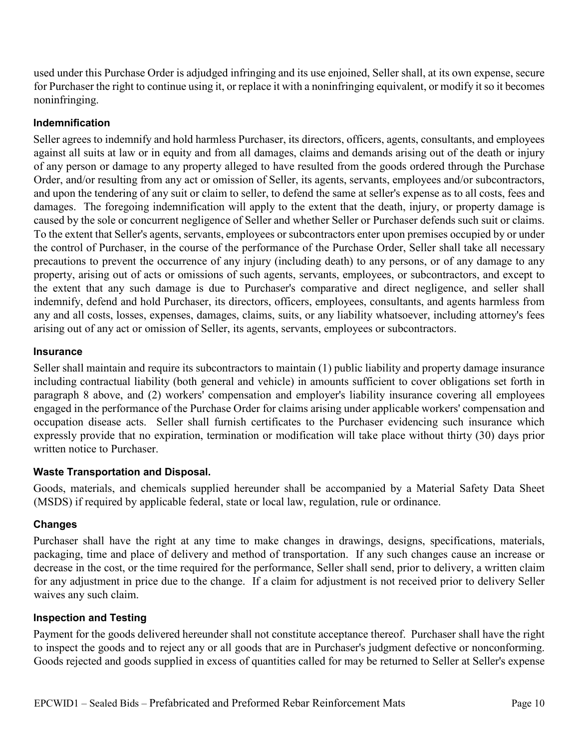used under this Purchase Order is adjudged infringing and its use enjoined, Seller shall, at its own expense, secure for Purchaser the right to continue using it, or replace it with a noninfringing equivalent, or modify it so it becomes noninfringing.

### Indemnification

Seller agrees to indemnify and hold harmless Purchaser, its directors, officers, agents, consultants, and employees against all suits at law or in equity and from all damages, claims and demands arising out of the death or injury of any person or damage to any property alleged to have resulted from the goods ordered through the Purchase Order, and/or resulting from any act or omission of Seller, its agents, servants, employees and/or subcontractors, and upon the tendering of any suit or claim to seller, to defend the same at seller's expense as to all costs, fees and damages. The foregoing indemnification will apply to the extent that the death, injury, or property damage is caused by the sole or concurrent negligence of Seller and whether Seller or Purchaser defends such suit or claims. To the extent that Seller's agents, servants, employees or subcontractors enter upon premises occupied by or under the control of Purchaser, in the course of the performance of the Purchase Order, Seller shall take all necessary precautions to prevent the occurrence of any injury (including death) to any persons, or of any damage to any property, arising out of acts or omissions of such agents, servants, employees, or subcontractors, and except to the extent that any such damage is due to Purchaser's comparative and direct negligence, and seller shall indemnify, defend and hold Purchaser, its directors, officers, employees, consultants, and agents harmless from any and all costs, losses, expenses, damages, claims, suits, or any liability whatsoever, including attorney's fees arising out of any act or omission of Seller, its agents, servants, employees or subcontractors.

### Insurance

Seller shall maintain and require its subcontractors to maintain (1) public liability and property damage insurance including contractual liability (both general and vehicle) in amounts sufficient to cover obligations set forth in paragraph 8 above, and (2) workers' compensation and employer's liability insurance covering all employees engaged in the performance of the Purchase Order for claims arising under applicable workers' compensation and occupation disease acts. Seller shall furnish certificates to the Purchaser evidencing such insurance which expressly provide that no expiration, termination or modification will take place without thirty (30) days prior written notice to Purchaser.

### Waste Transportation and Disposal.

Goods, materials, and chemicals supplied hereunder shall be accompanied by a Material Safety Data Sheet (MSDS) if required by applicable federal, state or local law, regulation, rule or ordinance.

### Changes

Purchaser shall have the right at any time to make changes in drawings, designs, specifications, materials, packaging, time and place of delivery and method of transportation. If any such changes cause an increase or decrease in the cost, or the time required for the performance, Seller shall send, prior to delivery, a written claim for any adjustment in price due to the change. If a claim for adjustment is not received prior to delivery Seller waives any such claim.

### Inspection and Testing

Payment for the goods delivered hereunder shall not constitute acceptance thereof. Purchaser shall have the right to inspect the goods and to reject any or all goods that are in Purchaser's judgment defective or nonconforming. Goods rejected and goods supplied in excess of quantities called for may be returned to Seller at Seller's expense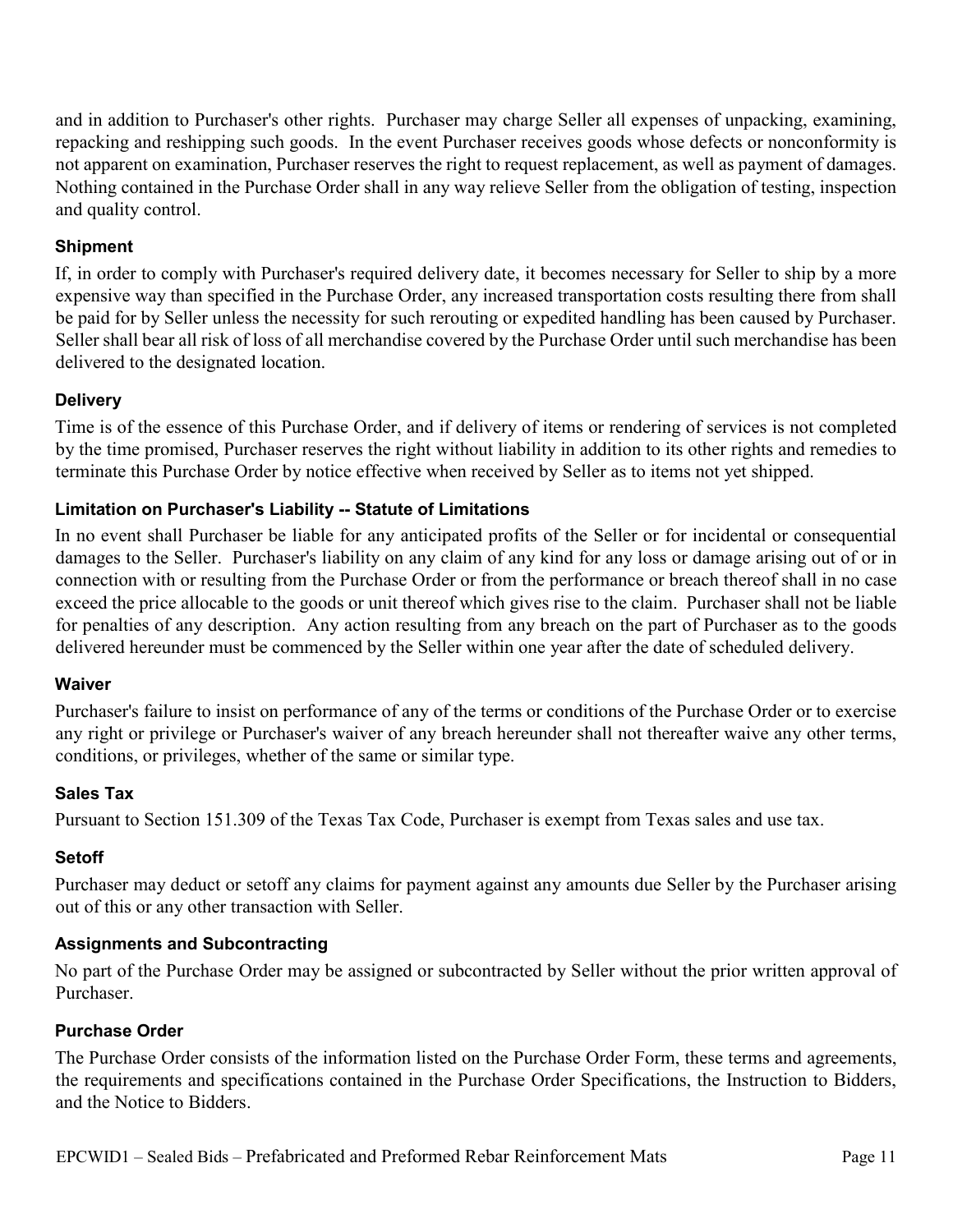and in addition to Purchaser's other rights. Purchaser may charge Seller all expenses of unpacking, examining, repacking and reshipping such goods. In the event Purchaser receives goods whose defects or nonconformity is not apparent on examination, Purchaser reserves the right to request replacement, as well as payment of damages. Nothing contained in the Purchase Order shall in any way relieve Seller from the obligation of testing, inspection and quality control.

### Shipment

If, in order to comply with Purchaser's required delivery date, it becomes necessary for Seller to ship by a more expensive way than specified in the Purchase Order, any increased transportation costs resulting there from shall be paid for by Seller unless the necessity for such rerouting or expedited handling has been caused by Purchaser. Seller shall bear all risk of loss of all merchandise covered by the Purchase Order until such merchandise has been delivered to the designated location.

### Delivery

Time is of the essence of this Purchase Order, and if delivery of items or rendering of services is not completed by the time promised, Purchaser reserves the right without liability in addition to its other rights and remedies to terminate this Purchase Order by notice effective when received by Seller as to items not yet shipped.

### Limitation on Purchaser's Liability -- Statute of Limitations

In no event shall Purchaser be liable for any anticipated profits of the Seller or for incidental or consequential damages to the Seller. Purchaser's liability on any claim of any kind for any loss or damage arising out of or in connection with or resulting from the Purchase Order or from the performance or breach thereof shall in no case exceed the price allocable to the goods or unit thereof which gives rise to the claim. Purchaser shall not be liable for penalties of any description. Any action resulting from any breach on the part of Purchaser as to the goods delivered hereunder must be commenced by the Seller within one year after the date of scheduled delivery.

### Waiver

Purchaser's failure to insist on performance of any of the terms or conditions of the Purchase Order or to exercise any right or privilege or Purchaser's waiver of any breach hereunder shall not thereafter waive any other terms, conditions, or privileges, whether of the same or similar type.

### Sales Tax

Pursuant to Section 151.309 of the Texas Tax Code, Purchaser is exempt from Texas sales and use tax.

### Setoff

Purchaser may deduct or setoff any claims for payment against any amounts due Seller by the Purchaser arising out of this or any other transaction with Seller.

### Assignments and Subcontracting

No part of the Purchase Order may be assigned or subcontracted by Seller without the prior written approval of Purchaser.

### Purchase Order

The Purchase Order consists of the information listed on the Purchase Order Form, these terms and agreements, the requirements and specifications contained in the Purchase Order Specifications, the Instruction to Bidders, and the Notice to Bidders.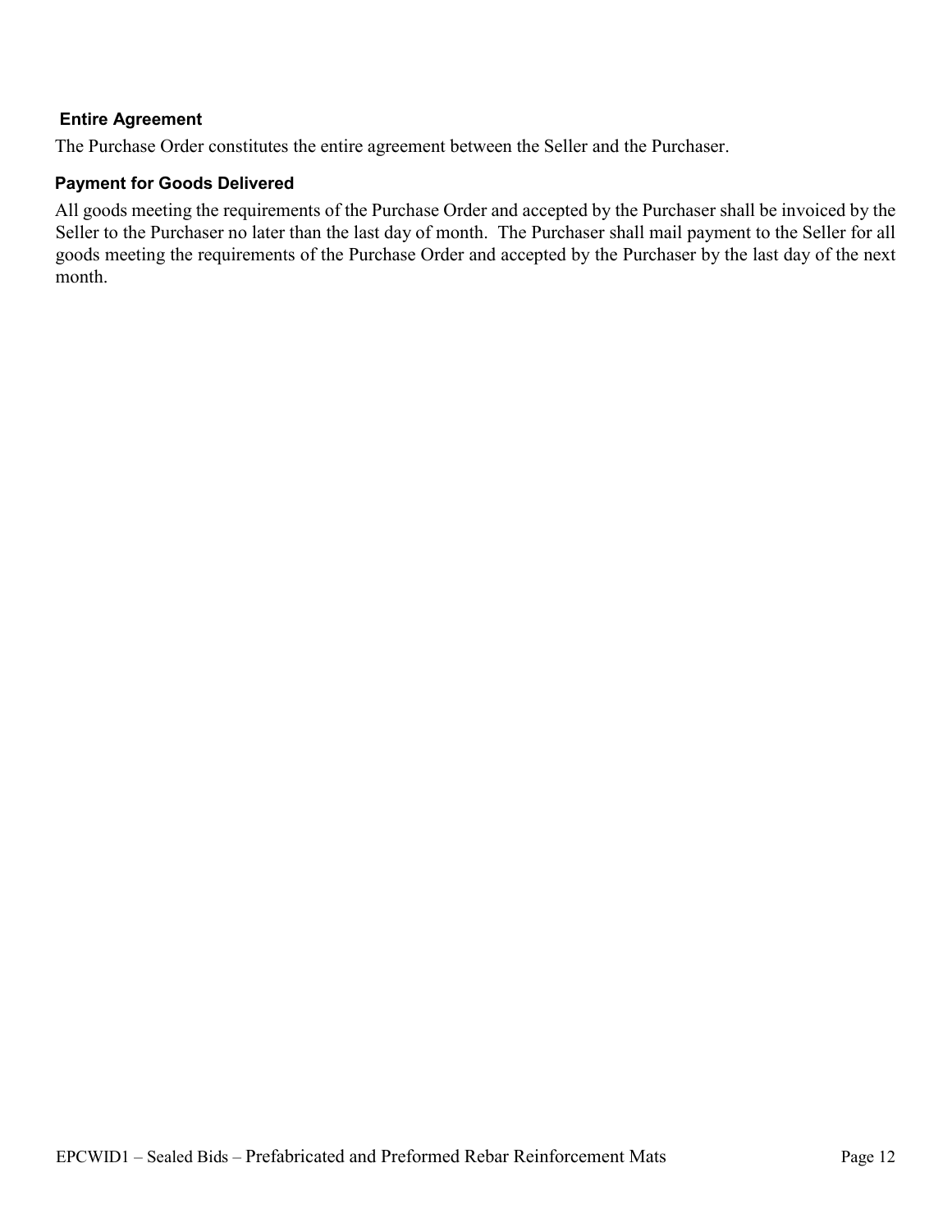#### Entire Agreement

The Purchase Order constitutes the entire agreement between the Seller and the Purchaser.

#### Payment for Goods Delivered

All goods meeting the requirements of the Purchase Order and accepted by the Purchaser shall be invoiced by the Seller to the Purchaser no later than the last day of month. The Purchaser shall mail payment to the Seller for all goods meeting the requirements of the Purchase Order and accepted by the Purchaser by the last day of the next month.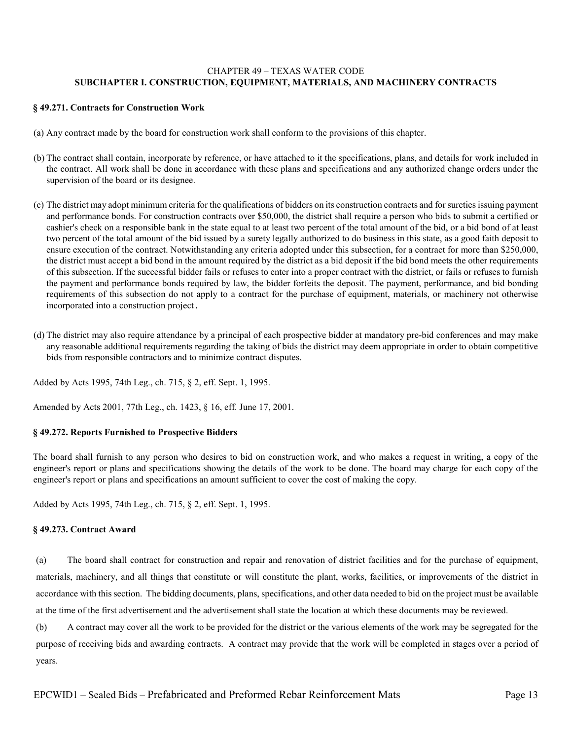## CHAPTER 49 – TEXAS WATER CODE
## SUBCHAPTER I. CONSTRUCTION, EQUIPMENT, MATERIALS, AND MACHINERY CONTRACTS

### § 49.271. Contracts for Construction Work

(a) Any contract made by the board for construction work shall conform to the provisions of this chapter.

(b) The contract shall contain, incorporate by reference, or have attached to it the specifications, plans, and details for work included in the contract. All work shall be done in accordance with these plans and specifications and any authorized change orders under the supervision of the board or its designee.

(c) The district may adopt minimum criteria for the qualifications of bidders on its construction contracts and for sureties issuing payment and performance bonds. For construction contracts over $50,000, the district shall require a person who bids to submit a certified or cashier's check on a responsible bank in the state equal to at least two percent of the total amount of the bid, or a bid bond of at least two percent of the total amount of the bid issued by a surety legally authorized to do business in this state, as a good faith deposit to ensure execution of the contract. Notwithstanding any criteria adopted under this subsection, for a contract for more than $250,000, the district must accept a bid bond in the amount required by the district as a bid deposit if the bid bond meets the other requirements of this subsection. If the successful bidder fails or refuses to enter into a proper contract with the district, or fails or refuses to furnish the payment and performance bonds required by law, the bidder forfeits the deposit. The payment, performance, and bid bonding requirements of this subsection do not apply to a contract for the purchase of equipment, materials, or machinery not otherwise incorporated into a construction project.

(d) The district may also require attendance by a principal of each prospective bidder at mandatory pre-bid conferences and may make any reasonable additional requirements regarding the taking of bids the district may deem appropriate in order to obtain competitive bids from responsible contractors and to minimize contract disputes.

Added by Acts 1995, 74th Leg., ch. 715, § 2, eff. Sept. 1, 1995.

Amended by Acts 2001, 77th Leg., ch. 1423, § 16, eff. June 17, 2001.

### § 49.272. Reports Furnished to Prospective Bidders

The board shall furnish to any person who desires to bid on construction work, and who makes a request in writing, a copy of the engineer's report or plans and specifications showing the details of the work to be done. The board may charge for each copy of the engineer's report or plans and specifications an amount sufficient to cover the cost of making the copy.

Added by Acts 1995, 74th Leg., ch. 715, § 2, eff. Sept. 1, 1995.

### § 49.273. Contract Award

(a) The board shall contract for construction and repair and renovation of district facilities and for the purchase of equipment, materials, machinery, and all things that constitute or will constitute the plant, works, facilities, or improvements of the district in accordance with this section. The bidding documents, plans, specifications, and other data needed to bid on the project must be available at the time of the first advertisement and the advertisement shall state the location at which these documents may be reviewed.

(b) A contract may cover all the work to be provided for the district or the various elements of the work may be segregated for the purpose of receiving bids and awarding contracts. A contract may provide that the work will be completed in stages over a period of years.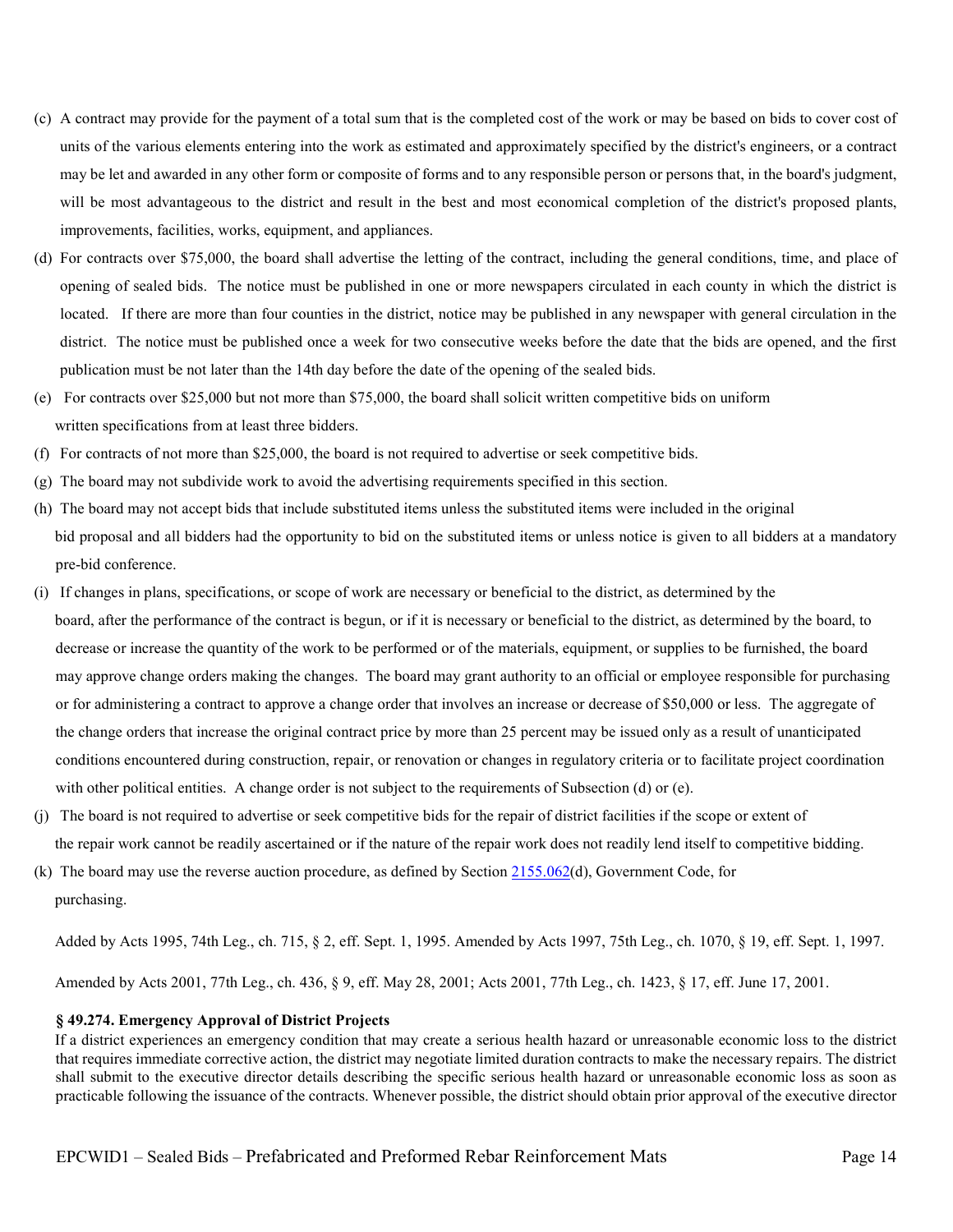(c) A contract may provide for the payment of a total sum that is the completed cost of the work or may be based on bids to cover cost of units of the various elements entering into the work as estimated and approximately specified by the district's engineers, or a contract may be let and awarded in any other form or composite of forms and to any responsible person or persons that, in the board's judgment, will be most advantageous to the district and result in the best and most economical completion of the district's proposed plants, improvements, facilities, works, equipment, and appliances.

(d) For contracts over $75,000, the board shall advertise the letting of the contract, including the general conditions, time, and place of opening of sealed bids. The notice must be published in one or more newspapers circulated in each county in which the district is located. If there are more than four counties in the district, notice may be published in any newspaper with general circulation in the district. The notice must be published once a week for two consecutive weeks before the date that the bids are opened, and the first publication must be not later than the 14th day before the date of the opening of the sealed bids.

(e) For contracts over $25,000 but not more than $75,000, the board shall solicit written competitive bids on uniform written specifications from at least three bidders.

(f) For contracts of not more than $25,000, the board is not required to advertise or seek competitive bids.

(g) The board may not subdivide work to avoid the advertising requirements specified in this section.

(h) The board may not accept bids that include substituted items unless the substituted items were included in the original bid proposal and all bidders had the opportunity to bid on the substituted items or unless notice is given to all bidders at a mandatory pre-bid conference.

(i) If changes in plans, specifications, or scope of work are necessary or beneficial to the district, as determined by the board, after the performance of the contract is begun, or if it is necessary or beneficial to the district, as determined by the board, to decrease or increase the quantity of the work to be performed or of the materials, equipment, or supplies to be furnished, the board may approve change orders making the changes. The board may grant authority to an official or employee responsible for purchasing or for administering a contract to approve a change order that involves an increase or decrease of $50,000 or less. The aggregate of the change orders that increase the original contract price by more than 25 percent may be issued only as a result of unanticipated conditions encountered during construction, repair, or renovation or changes in regulatory criteria or to facilitate project coordination with other political entities. A change order is not subject to the requirements of Subsection (d) or (e).

(j) The board is not required to advertise or seek competitive bids for the repair of district facilities if the scope or extent of the repair work cannot be readily ascertained or if the nature of the repair work does not readily lend itself to competitive bidding.

(k) The board may use the reverse auction procedure, as defined by Section 2155.062(d), Government Code, for purchasing.

Added by Acts 1995, 74th Leg., ch. 715, § 2, eff. Sept. 1, 1995. Amended by Acts 1997, 75th Leg., ch. 1070, § 19, eff. Sept. 1, 1997.

Amended by Acts 2001, 77th Leg., ch. 436, § 9, eff. May 28, 2001; Acts 2001, 77th Leg., ch. 1423, § 17, eff. June 17, 2001.

**§ 49.274. Emergency Approval of District Projects**

If a district experiences an emergency condition that may create a serious health hazard or unreasonable economic loss to the district that requires immediate corrective action, the district may negotiate limited duration contracts to make the necessary repairs. The district shall submit to the executive director details describing the specific serious health hazard or unreasonable economic loss as soon as practicable following the issuance of the contracts. Whenever possible, the district should obtain prior approval of the executive director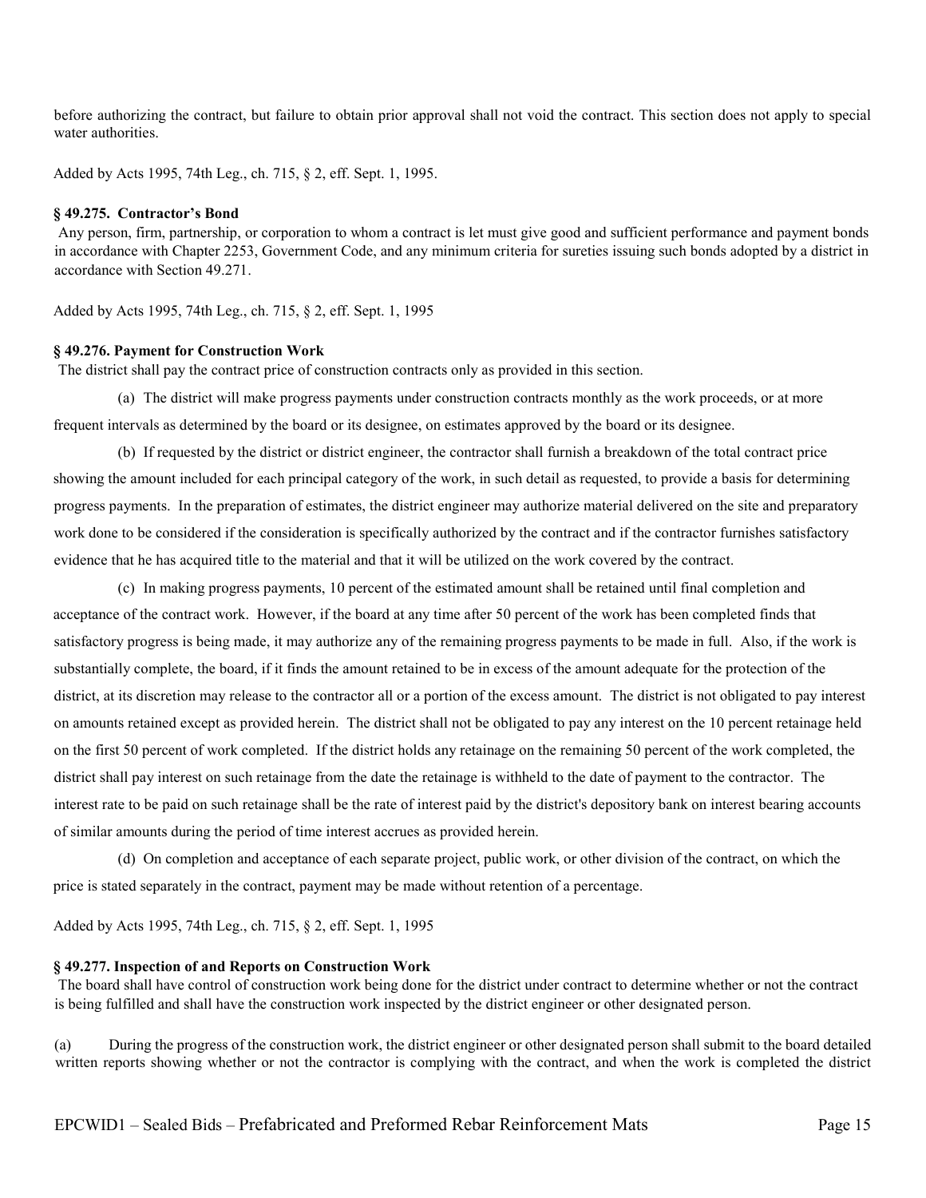before authorizing the contract, but failure to obtain prior approval shall not void the contract. This section does not apply to special water authorities.

Added by Acts 1995, 74th Leg., ch. 715, § 2, eff. Sept. 1, 1995.

**§ 49.275. Contractor's Bond**

Any person, firm, partnership, or corporation to whom a contract is let must give good and sufficient performance and payment bonds in accordance with Chapter 2253, Government Code, and any minimum criteria for sureties issuing such bonds adopted by a district in accordance with Section 49.271.

Added by Acts 1995, 74th Leg., ch. 715, § 2, eff. Sept. 1, 1995

**§ 49.276. Payment for Construction Work**

The district shall pay the contract price of construction contracts only as provided in this section.

(a) The district will make progress payments under construction contracts monthly as the work proceeds, or at more frequent intervals as determined by the board or its designee, on estimates approved by the board or its designee.

(b) If requested by the district or district engineer, the contractor shall furnish a breakdown of the total contract price showing the amount included for each principal category of the work, in such detail as requested, to provide a basis for determining progress payments. In the preparation of estimates, the district engineer may authorize material delivered on the site and preparatory work done to be considered if the consideration is specifically authorized by the contract and if the contractor furnishes satisfactory evidence that he has acquired title to the material and that it will be utilized on the work covered by the contract.

(c) In making progress payments, 10 percent of the estimated amount shall be retained until final completion and acceptance of the contract work. However, if the board at any time after 50 percent of the work has been completed finds that satisfactory progress is being made, it may authorize any of the remaining progress payments to be made in full. Also, if the work is substantially complete, the board, if it finds the amount retained to be in excess of the amount adequate for the protection of the district, at its discretion may release to the contractor all or a portion of the excess amount. The district is not obligated to pay interest on amounts retained except as provided herein. The district shall not be obligated to pay any interest on the 10 percent retainage held on the first 50 percent of work completed. If the district holds any retainage on the remaining 50 percent of the work completed, the district shall pay interest on such retainage from the date the retainage is withheld to the date of payment to the contractor. The interest rate to be paid on such retainage shall be the rate of interest paid by the district's depository bank on interest bearing accounts of similar amounts during the period of time interest accrues as provided herein.

(d) On completion and acceptance of each separate project, public work, or other division of the contract, on which the price is stated separately in the contract, payment may be made without retention of a percentage.

Added by Acts 1995, 74th Leg., ch. 715, § 2, eff. Sept. 1, 1995

**§ 49.277. Inspection of and Reports on Construction Work**

The board shall have control of construction work being done for the district under contract to determine whether or not the contract is being fulfilled and shall have the construction work inspected by the district engineer or other designated person.

(a) During the progress of the construction work, the district engineer or other designated person shall submit to the board detailed written reports showing whether or not the contractor is complying with the contract, and when the work is completed the district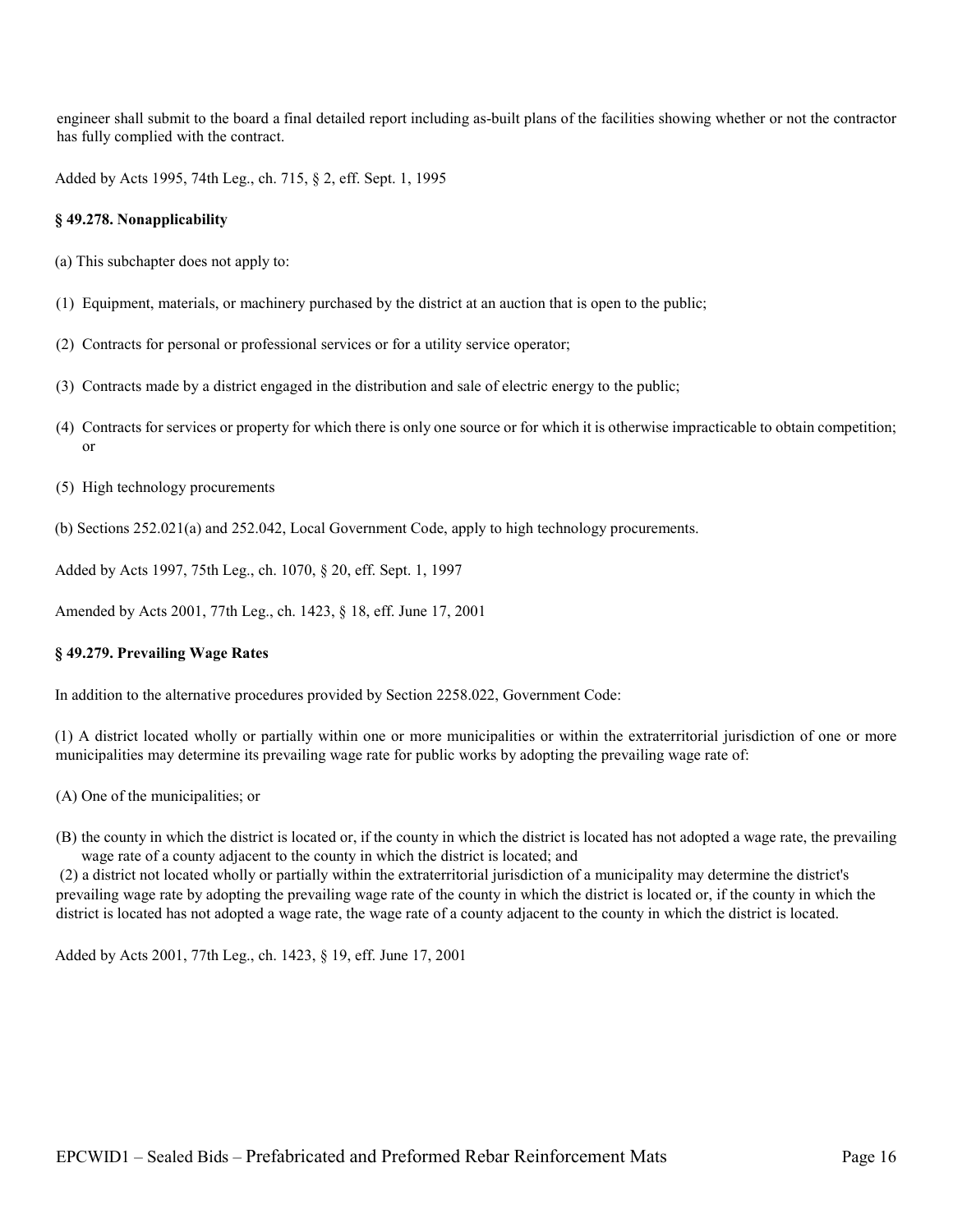engineer shall submit to the board a final detailed report including as-built plans of the facilities showing whether or not the contractor has fully complied with the contract.

Added by Acts 1995, 74th Leg., ch. 715, § 2, eff. Sept. 1, 1995

**§ 49.278. Nonapplicability**

(a) This subchapter does not apply to:

(1) Equipment, materials, or machinery purchased by the district at an auction that is open to the public;

(2) Contracts for personal or professional services or for a utility service operator;

(3) Contracts made by a district engaged in the distribution and sale of electric energy to the public;

(4) Contracts for services or property for which there is only one source or for which it is otherwise impracticable to obtain competition; or

(5) High technology procurements

(b) Sections 252.021(a) and 252.042, Local Government Code, apply to high technology procurements.

Added by Acts 1997, 75th Leg., ch. 1070, § 20, eff. Sept. 1, 1997

Amended by Acts 2001, 77th Leg., ch. 1423, § 18, eff. June 17, 2001

**§ 49.279. Prevailing Wage Rates**

In addition to the alternative procedures provided by Section 2258.022, Government Code:

(1) A district located wholly or partially within one or more municipalities or within the extraterritorial jurisdiction of one or more municipalities may determine its prevailing wage rate for public works by adopting the prevailing wage rate of:

(A) One of the municipalities; or

(B) the county in which the district is located or, if the county in which the district is located has not adopted a wage rate, the prevailing wage rate of a county adjacent to the county in which the district is located; and

(2) a district not located wholly or partially within the extraterritorial jurisdiction of a municipality may determine the district's prevailing wage rate by adopting the prevailing wage rate of the county in which the district is located or, if the county in which the district is located has not adopted a wage rate, the wage rate of a county adjacent to the county in which the district is located.

Added by Acts 2001, 77th Leg., ch. 1423, § 19, eff. June 17, 2001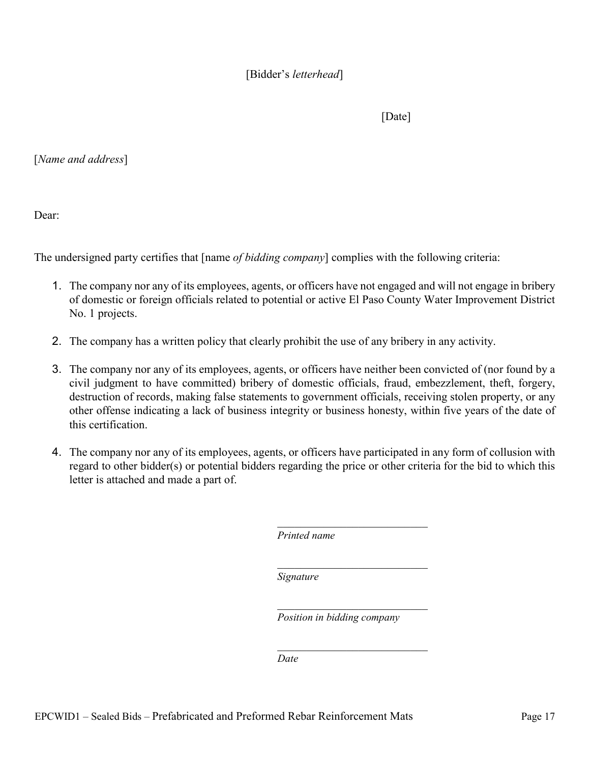[Bidder’s *letterhead*]

[Date]

[*Name and address*]

Dear:

The undersigned party certifies that [name *of bidding company*] complies with the following criteria:

1. The company nor any of its employees, agents, or officers have not engaged and will not engage in bribery of domestic or foreign officials related to potential or active El Paso County Water Improvement District No. 1 projects.

2. The company has a written policy that clearly prohibit the use of any bribery in any activity.

3. The company nor any of its employees, agents, or officers have neither been convicted of (nor found by a civil judgment to have committed) bribery of domestic officials, fraud, embezzlement, theft, forgery, destruction of records, making false statements to government officials, receiving stolen property, or any other offense indicating a lack of business integrity or business honesty, within five years of the date of this certification.

4. The company nor any of its employees, agents, or officers have participated in any form of collusion with regard to other bidder(s) or potential bidders regarding the price or other criteria for the bid to which this letter is attached and made a part of.

\_\_\_\_\_\_\_\_\_\_\_\_\_\_\_\_\_\_\_\_\_\_\_\_\_\_\_\_
*Printed name*

\_\_\_\_\_\_\_\_\_\_\_\_\_\_\_\_\_\_\_\_\_\_\_\_\_\_\_\_
*Signature*

\_\_\_\_\_\_\_\_\_\_\_\_\_\_\_\_\_\_\_\_\_\_\_\_\_\_\_\_
*Position in bidding company*

\_\_\_\_\_\_\_\_\_\_\_\_\_\_\_\_\_\_\_\_\_\_\_\_\_\_\_\_
*Date*